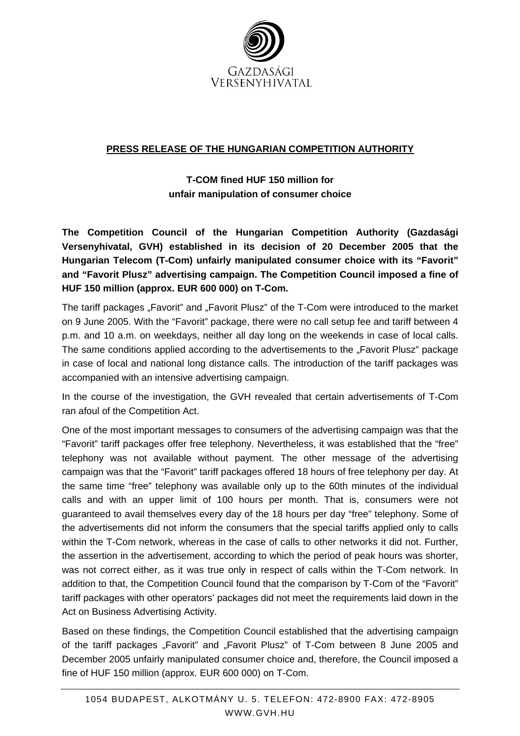GAZDASÁGI VERSENYHIVATAL

**PRESS RELEASE OF THE HUNGARIAN COMPETITION AUTHORITY**

**T-COM fined HUF 150 million for unfair manipulation of consumer choice**

**The Competition Council of the Hungarian Competition Authority (Gazdasági Versenyhivatal, GVH) established in its decision of 20 December 2005 that the Hungarian Telecom (T-Com) unfairly manipulated consumer choice with its "Favorit" and "Favorit Plusz" advertising campaign. The Competition Council imposed a fine of HUF 150 million (approx. EUR 600 000) on T-Com.**

The tariff packages „Favorit" and „Favorit Plusz" of the T-Com were introduced to the market on 9 June 2005. With the "Favorit" package, there were no call setup fee and tariff between 4 p.m. and 10 a.m. on weekdays, neither all day long on the weekends in case of local calls. The same conditions applied according to the advertisements to the „Favorit Plusz" package in case of local and national long distance calls. The introduction of the tariff packages was accompanied with an intensive advertising campaign.

In the course of the investigation, the GVH revealed that certain advertisements of T-Com ran afoul of the Competition Act.

One of the most important messages to consumers of the advertising campaign was that the "Favorit" tariff packages offer free telephony. Nevertheless, it was established that the "free" telephony was not available without payment. The other message of the advertising campaign was that the "Favorit" tariff packages offered 18 hours of free telephony per day. At the same time "free" telephony was available only up to the 60th minutes of the individual calls and with an upper limit of 100 hours per month. That is, consumers were not guaranteed to avail themselves every day of the 18 hours per day "free" telephony. Some of the advertisements did not inform the consumers that the special tariffs applied only to calls within the T-Com network, whereas in the case of calls to other networks it did not. Further, the assertion in the advertisement, according to which the period of peak hours was shorter, was not correct either, as it was true only in respect of calls within the T-Com network. In addition to that, the Competition Council found that the comparison by T-Com of the "Favorit" tariff packages with other operators' packages did not meet the requirements laid down in the Act on Business Advertising Activity.

Based on these findings, the Competition Council established that the advertising campaign of the tariff packages „Favorit" and „Favorit Plusz" of T-Com between 8 June 2005 and December 2005 unfairly manipulated consumer choice and, therefore, the Council imposed a fine of HUF 150 million (approx. EUR 600 000) on T-Com.

1054 BUDAPEST, ALKOTMÁNY U. 5. TELEFON: 472-8900 FAX: 472-8905
WWW.GVH.HU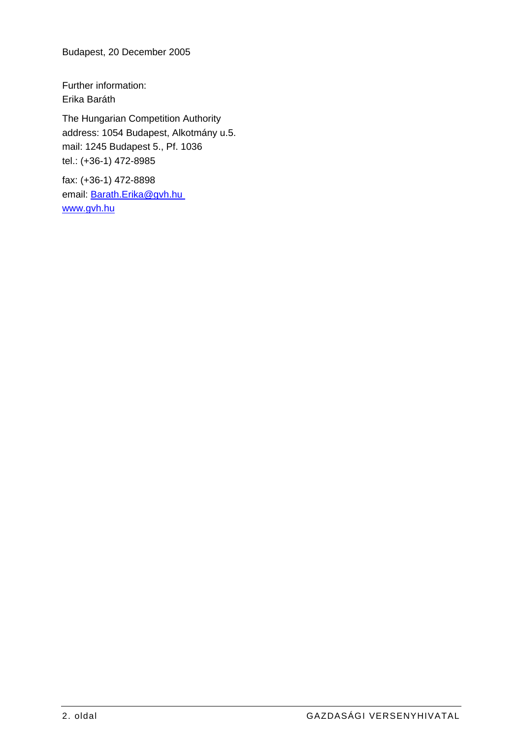Budapest, 20 December 2005

Further information:
Erika Baráth

The Hungarian Competition Authority
address: 1054 Budapest, Alkotmány u.5.
mail: 1245 Budapest 5., Pf. 1036
tel.: (+36-1) 472-8985

fax: (+36-1) 472-8898
email: Barath.Erika@gvh.hu
www.gvh.hu